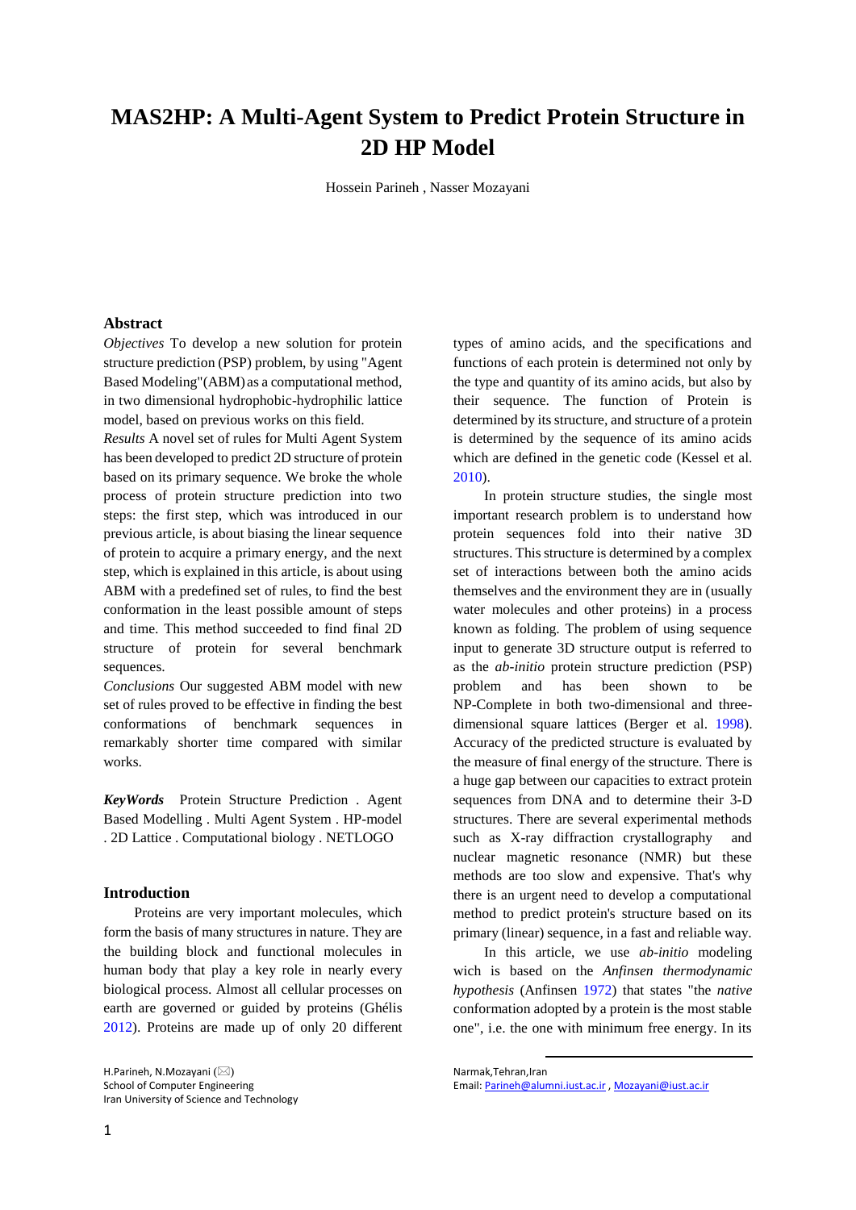# MAS2HP: A Multi-Agent System to Predict Protein Structure in 2D HP Model

Hossein Parineh , Nasser Mozayani

## Abstract

*Objectives* To develop a new solution for protein structure prediction (PSP) problem, by using "Agent Based Modeling"(ABM) as a computational method, in two dimensional hydrophobic-hydrophilic lattice model, based on previous works on this field.

*Results* A novel set of rules for Multi Agent System has been developed to predict 2D structure of protein based on its primary sequence. We broke the whole process of protein structure prediction into two steps: the first step, which was introduced in our previous article, is about biasing the linear sequence of protein to acquire a primary energy, and the next step, which is explained in this article, is about using ABM with a predefined set of rules, to find the best conformation in the least possible amount of steps and time. This method succeeded to find final 2D structure of protein for several benchmark sequences.

*Conclusions* Our suggested ABM model with new set of rules proved to be effective in finding the best conformations of benchmark sequences in remarkably shorter time compared with similar works.

***KeyWords*** Protein Structure Prediction . Agent Based Modelling . Multi Agent System . HP-model . 2D Lattice . Computational biology . NETLOGO

## Introduction

Proteins are very important molecules, which form the basis of many structures in nature. They are the building block and functional molecules in human body that play a key role in nearly every biological process. Almost all cellular processes on earth are governed or guided by proteins (Ghélis 2012). Proteins are made up of only 20 different types of amino acids, and the specifications and functions of each protein is determined not only by the type and quantity of its amino acids, but also by their sequence. The function of Protein is determined by its structure, and structure of a protein is determined by the sequence of its amino acids which are defined in the genetic code (Kessel et al. 2010).

In protein structure studies, the single most important research problem is to understand how protein sequences fold into their native 3D structures. This structure is determined by a complex set of interactions between both the amino acids themselves and the environment they are in (usually water molecules and other proteins) in a process known as folding. The problem of using sequence input to generate 3D structure output is referred to as the *ab-initio* protein structure prediction (PSP) problem and has been shown to be NP-Complete in both two-dimensional and three-dimensional square lattices (Berger et al. 1998). Accuracy of the predicted structure is evaluated by the measure of final energy of the structure. There is a huge gap between our capacities to extract protein sequences from DNA and to determine their 3-D structures. There are several experimental methods such as X-ray diffraction crystallography and nuclear magnetic resonance (NMR) but these methods are too slow and expensive. That's why there is an urgent need to develop a computational method to predict protein's structure based on its primary (linear) sequence, in a fast and reliable way.

In this article, we use *ab-initio* modeling wich is based on the *Anfinsen thermodynamic hypothesis* (Anfinsen 1972) that states "the *native* conformation adopted by a protein is the most stable one", i.e. the one with minimum free energy. In its

H.Parineh, N.Mozayani (✉)
School of Computer Engineering
Iran University of Science and Technology
Narmak,Tehran,Iran
Email: Parineh@alumni.iust.ac.ir , Mozayani@iust.ac.ir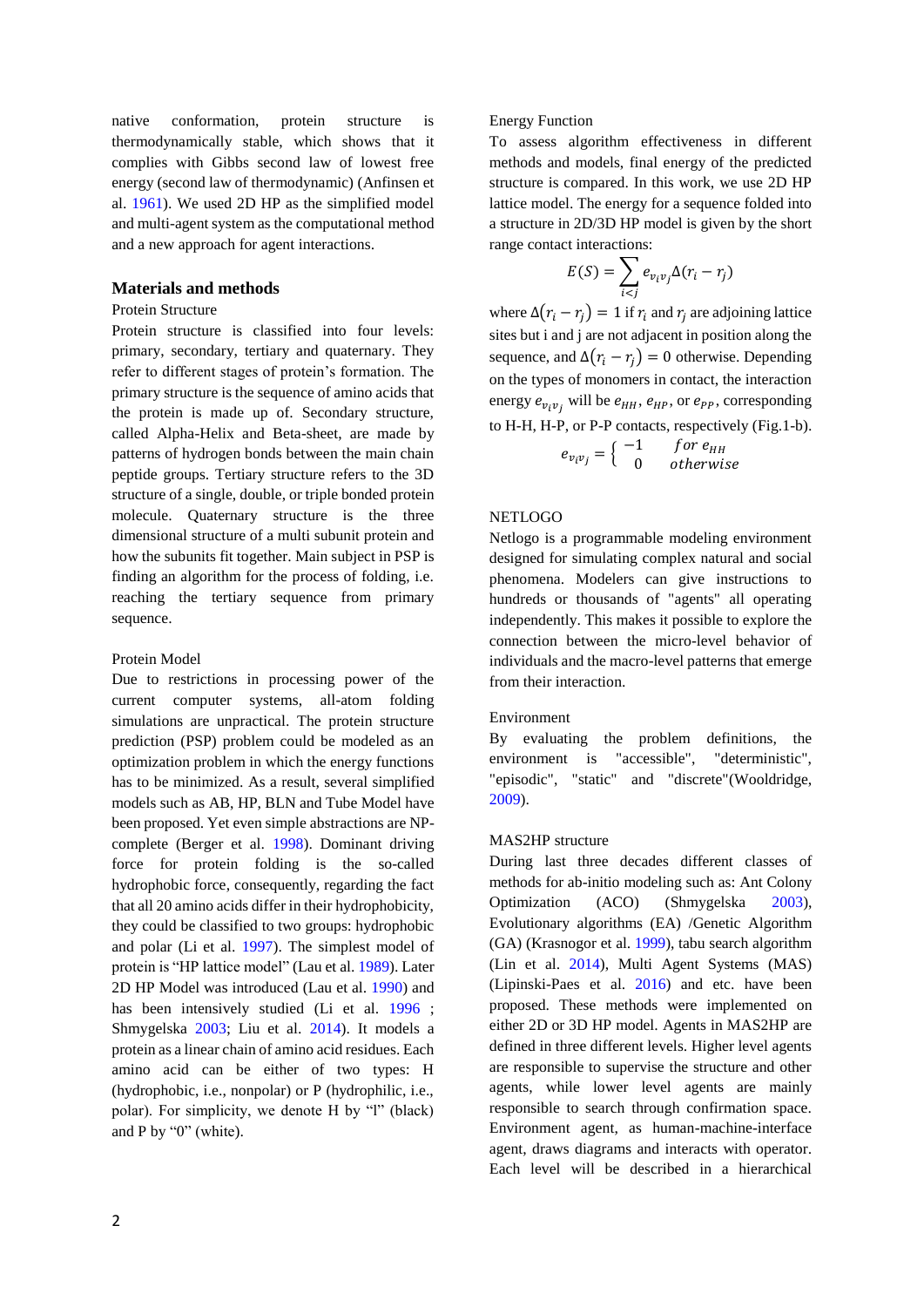native conformation, protein structure is thermodynamically stable, which shows that it complies with Gibbs second law of lowest free energy (second law of thermodynamic) (Anfinsen et al. 1961). We used 2D HP as the simplified model and multi-agent system as the computational method and a new approach for agent interactions.

## Materials and methods

### Protein Structure

Protein structure is classified into four levels: primary, secondary, tertiary and quaternary. They refer to different stages of protein's formation. The primary structure is the sequence of amino acids that the protein is made up of. Secondary structure, called Alpha-Helix and Beta-sheet, are made by patterns of hydrogen bonds between the main chain peptide groups. Tertiary structure refers to the 3D structure of a single, double, or triple bonded protein molecule. Quaternary structure is the three dimensional structure of a multi subunit protein and how the subunits fit together. Main subject in PSP is finding an algorithm for the process of folding, i.e. reaching the tertiary sequence from primary sequence.

### Protein Model

Due to restrictions in processing power of the current computer systems, all-atom folding simulations are unpractical. The protein structure prediction (PSP) problem could be modeled as an optimization problem in which the energy functions has to be minimized. As a result, several simplified models such as AB, HP, BLN and Tube Model have been proposed. Yet even simple abstractions are NP-complete (Berger et al. 1998). Dominant driving force for protein folding is the so-called hydrophobic force, consequently, regarding the fact that all 20 amino acids differ in their hydrophobicity, they could be classified to two groups: hydrophobic and polar (Li et al. 1997). The simplest model of protein is "HP lattice model" (Lau et al. 1989). Later 2D HP Model was introduced (Lau et al. 1990) and has been intensively studied (Li et al. 1996 ; Shmygelska 2003; Liu et al. 2014). It models a protein as a linear chain of amino acid residues. Each amino acid can be either of two types: H (hydrophobic, i.e., nonpolar) or P (hydrophilic, i.e., polar). For simplicity, we denote H by "l" (black) and P by "0" (white).

### Energy Function

To assess algorithm effectiveness in different methods and models, final energy of the predicted structure is compared. In this work, we use 2D HP lattice model. The energy for a sequence folded into a structure in 2D/3D HP model is given by the short range contact interactions:

$$E(S) = \sum_{i<j} e_{v_i v_j} \Delta(r_i - r_j)$$

where $\Delta(r_i - r_j) = 1$ if $r_i$ and $r_j$ are adjoining lattice sites but i and j are not adjacent in position along the sequence, and $\Delta(r_i - r_j) = 0$ otherwise. Depending on the types of monomers in contact, the interaction energy $e_{v_i v_j}$ will be $e_{HH}$, $e_{HP}$, or $e_{PP}$, corresponding to H-H, H-P, or P-P contacts, respectively (Fig.1-b).

$$e_{v_i v_j} = \begin{cases} -1 & for\ e_{HH} \\ 0 & otherwise \end{cases}$$

### NETLOGO

Netlogo is a programmable modeling environment designed for simulating complex natural and social phenomena. Modelers can give instructions to hundreds or thousands of "agents" all operating independently. This makes it possible to explore the connection between the micro-level behavior of individuals and the macro-level patterns that emerge from their interaction.

### Environment

By evaluating the problem definitions, the environment is "accessible", "deterministic", "episodic", "static" and "discrete"(Wooldridge, 2009).

### MAS2HP structure

During last three decades different classes of methods for ab-initio modeling such as: Ant Colony Optimization (ACO) (Shmygelska 2003), Evolutionary algorithms (EA) /Genetic Algorithm (GA) (Krasnogor et al. 1999), tabu search algorithm (Lin et al. 2014), Multi Agent Systems (MAS) (Lipinski-Paes et al. 2016) and etc. have been proposed. These methods were implemented on either 2D or 3D HP model. Agents in MAS2HP are defined in three different levels. Higher level agents are responsible to supervise the structure and other agents, while lower level agents are mainly responsible to search through confirmation space. Environment agent, as human-machine-interface agent, draws diagrams and interacts with operator. Each level will be described in a hierarchical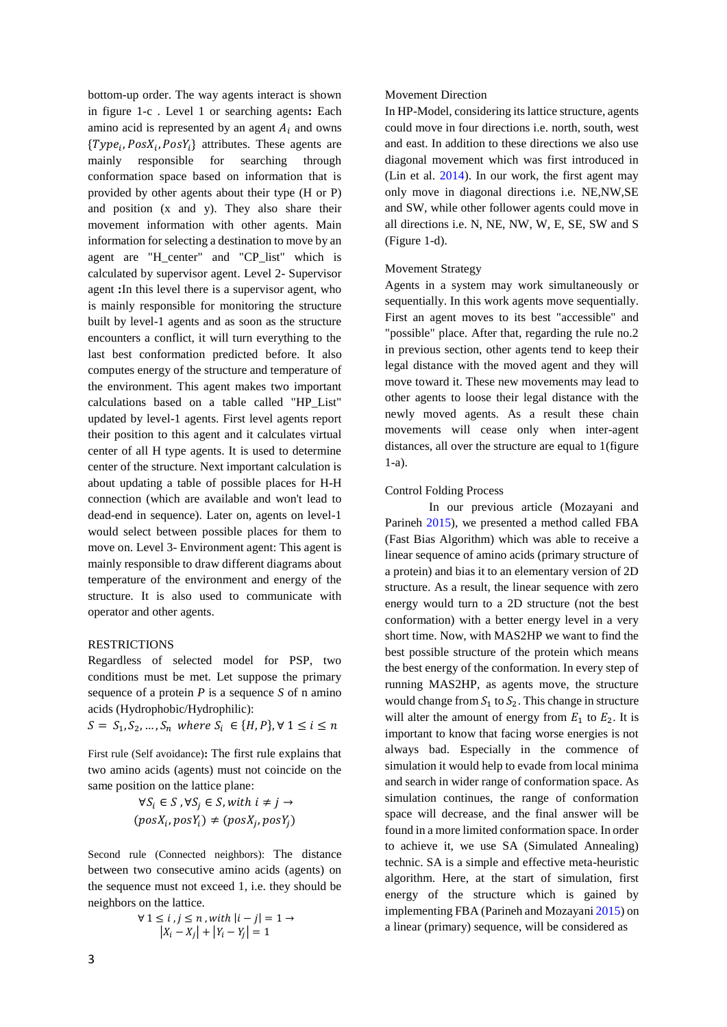bottom-up order. The way agents interact is shown in figure 1-c . Level 1 or searching agents**:** Each amino acid is represented by an agent $A_i$ and owns $\{Type_i, PosX_i, PosY_i\}$ attributes. These agents are mainly responsible for searching through conformation space based on information that is provided by other agents about their type (H or P) and position (x and y). They also share their movement information with other agents. Main information for selecting a destination to move by an agent are "H_center" and "CP_list" which is calculated by supervisor agent. Level 2- Supervisor agent **:**In this level there is a supervisor agent, who is mainly responsible for monitoring the structure built by level-1 agents and as soon as the structure encounters a conflict, it will turn everything to the last best conformation predicted before. It also computes energy of the structure and temperature of the environment. This agent makes two important calculations based on a table called "HP_List" updated by level-1 agents. First level agents report their position to this agent and it calculates virtual center of all H type agents. It is used to determine center of the structure. Next important calculation is about updating a table of possible places for H-H connection (which are available and won't lead to dead-end in sequence). Later on, agents on level-1 would select between possible places for them to move on. Level 3- Environment agent: This agent is mainly responsible to draw different diagrams about temperature of the environment and energy of the structure. It is also used to communicate with operator and other agents.

## RESTRICTIONS

Regardless of selected model for PSP, two conditions must be met. Let suppose the primary sequence of a protein *P* is a sequence *S* of n amino acids (Hydrophobic/Hydrophilic):

$$S = S_1, S_2, \dots, S_n \ \ where \ S_i \in \{H, P\}, \forall \ 1 \le i \le n$$

First rule (Self avoidance)**:** The first rule explains that two amino acids (agents) must not coincide on the same position on the lattice plane:

$$\forall S_i \in S, \forall S_j \in S, with \ i \neq j \rightarrow (posX_i, posY_i) \neq (posX_j, posY_j)$$

Second rule (Connected neighbors): The distance between two consecutive amino acids (agents) on the sequence must not exceed 1, i.e. they should be neighbors on the lattice.

$$\forall \ 1 \le i, j \le n, with \ |i - j| = 1 \rightarrow |X_i - X_j| + |Y_i - Y_j| = 1$$

## Movement Direction

In HP-Model, considering its lattice structure, agents could move in four directions i.e. north, south, west and east. In addition to these directions we also use diagonal movement which was first introduced in (Lin et al. 2014). In our work, the first agent may only move in diagonal directions i.e. NE,NW,SE and SW, while other follower agents could move in all directions i.e. N, NE, NW, W, E, SE, SW and S (Figure 1-d).

## Movement Strategy

Agents in a system may work simultaneously or sequentially. In this work agents move sequentially. First an agent moves to its best "accessible" and "possible" place. After that, regarding the rule no.2 in previous section, other agents tend to keep their legal distance with the moved agent and they will move toward it. These new movements may lead to other agents to loose their legal distance with the newly moved agents. As a result these chain movements will cease only when inter-agent distances, all over the structure are equal to 1(figure 1-a).

## Control Folding Process

In our previous article (Mozayani and Parineh 2015), we presented a method called FBA (Fast Bias Algorithm) which was able to receive a linear sequence of amino acids (primary structure of a protein) and bias it to an elementary version of 2D structure. As a result, the linear sequence with zero energy would turn to a 2D structure (not the best conformation) with a better energy level in a very short time. Now, with MAS2HP we want to find the best possible structure of the protein which means the best energy of the conformation. In every step of running MAS2HP, as agents move, the structure would change from $S_1$ to $S_2$. This change in structure will alter the amount of energy from $E_1$ to $E_2$. It is important to know that facing worse energies is not always bad. Especially in the commence of simulation it would help to evade from local minima and search in wider range of conformation space. As simulation continues, the range of conformation space will decrease, and the final answer will be found in a more limited conformation space. In order to achieve it, we use SA (Simulated Annealing) technic. SA is a simple and effective meta-heuristic algorithm. Here, at the start of simulation, first energy of the structure which is gained by implementing FBA (Parineh and Mozayani 2015) on a linear (primary) sequence, will be considered as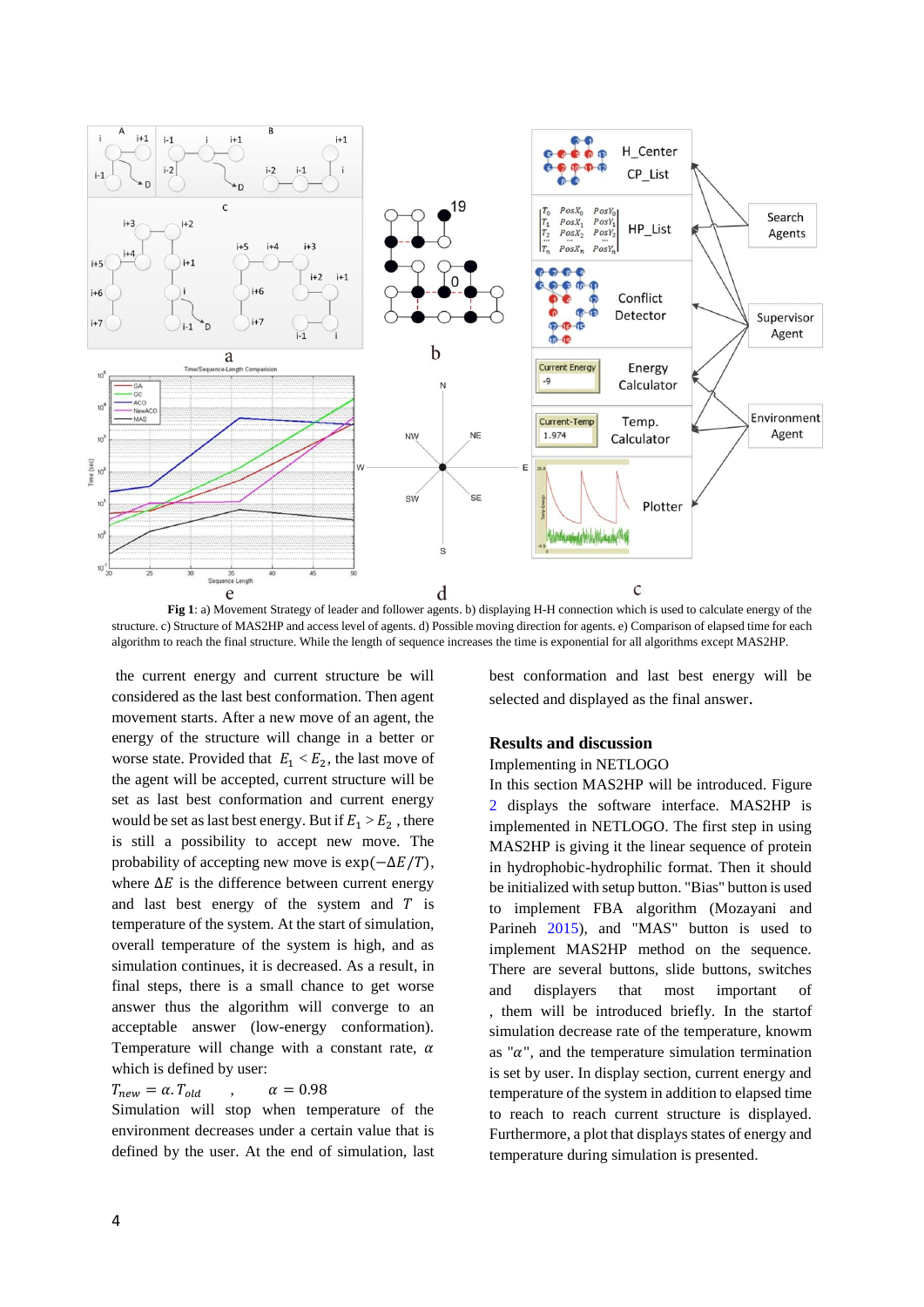**Fig 1**: a) Movement Strategy of leader and follower agents. b) displaying H-H connection which is used to calculate energy of the structure. c) Structure of MAS2HP and access level of agents. d) Possible moving direction for agents. e) Comparison of elapsed time for each algorithm to reach the final structure. While the length of sequence increases the time is exponential for all algorithms except MAS2HP.

the current energy and current structure be will considered as the last best conformation. Then agent movement starts. After a new move of an agent, the energy of the structure will change in a better or worse state. Provided that $E_1 < E_2$, the last move of the agent will be accepted, current structure will be set as last best conformation and current energy would be set as last best energy. But if $E_1 > E_2$ , there is still a possibility to accept new move. The probability of accepting new move is $\exp(-\Delta E/T)$, where $\Delta E$ is the difference between current energy and last best energy of the system and $T$ is temperature of the system. At the start of simulation, overall temperature of the system is high, and as simulation continues, it is decreased. As a result, in final steps, there is a small chance to get worse answer thus the algorithm will converge to an acceptable answer (low-energy conformation). Temperature will change with a constant rate, $\alpha$ which is defined by user:

$$T_{new} = \alpha . T_{old} \quad , \quad \alpha = 0.98$$

Simulation will stop when temperature of the environment decreases under a certain value that is defined by the user. At the end of simulation, last best conformation and last best energy will be selected and displayed as the final answer.

## Results and discussion

Implementing in NETLOGO

In this section MAS2HP will be introduced. Figure 2 displays the software interface. MAS2HP is implemented in NETLOGO. The first step in using MAS2HP is giving it the linear sequence of protein in hydrophobic-hydrophilic format. Then it should be initialized with setup button. "Bias" button is used to implement FBA algorithm (Mozayani and Parineh 2015), and "MAS" button is used to implement MAS2HP method on the sequence. There are several buttons, slide buttons, switches and displayers that most important of , them will be introduced briefly. In the startof simulation decrease rate of the temperature, known as "$\alpha$", and the temperature simulation termination is set by user. In display section, current energy and temperature of the system in addition to elapsed time to reach to reach current structure is displayed. Furthermore, a plot that displays states of energy and temperature during simulation is presented.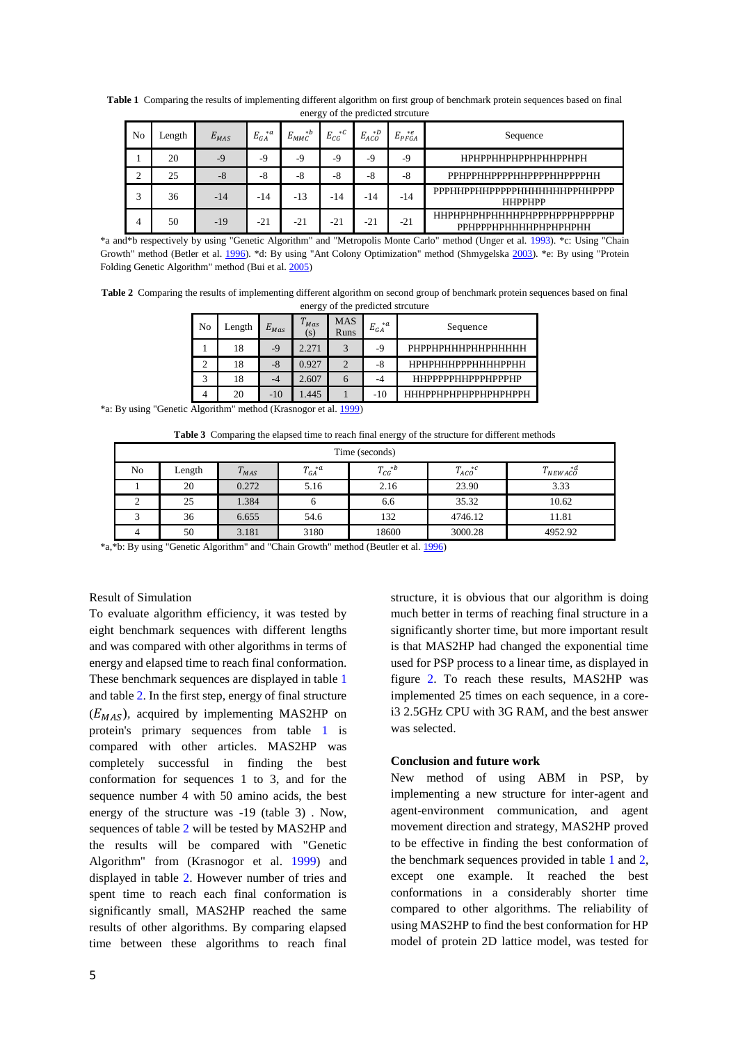**Table 1** Comparing the results of implementing different algorithm on first group of benchmark protein sequences based on final energy of the predicted strcuture

| No | Length | $E_{MAS}$ | $E_{GA}^{*a}$ | $E_{MMC}^{*b}$ | $E_{CG}^{*C}$ | $E_{ACO}^{*D}$ | $E_{PFGA}^{*e}$ | Sequence |
|---|---|---|---|---|---|---|---|---|
| 1 | 20 | -9 | -9 | -9 | -9 | -9 | -9 | HPHPPHHPHPPHPHHPPHPH |
| 2 | 25 | -8 | -8 | -8 | -8 | -8 | -8 | PPHPPHHPPPPHHPPPPHHPPPPHH |
| 3 | 36 | -14 | -14 | -13 | -14 | -14 | -14 | PPPHHPPHHPPPPPHHHHHHHPPHHPPPPHHPPHPP |
| 4 | 50 | -19 | -21 | -21 | -21 | -21 | -21 | HHPHPHPHPHHHHPHPPPHPPPHPPPPHPPPHPPPHPHHHHPHPHPHPHH |

*a and*b respectively by using "Genetic Algorithm" and "Metropolis Monte Carlo" method (Unger et al. 1993). *c: Using "Chain Growth" method (Betler et al. 1996). *d: By using "Ant Colony Optimization" method (Shmygelska 2003). *e: By using "Protein Folding Genetic Algorithm" method (Bui et al. 2005)

**Table 2** Comparing the results of implementing different algorithm on second group of benchmark protein sequences based on final energy of the predicted strcuture

| No | Length | $E_{Mas}$ | $T_{Mas}$ (s) | MAS Runs | $E_{GA}^{*a}$ | Sequence |
|---|---|---|---|---|---|---|
| 1 | 18 | -9 | 2.271 | 3 | -9 | PHPPHPHHHPHHPHHHHH |
| 2 | 18 | -8 | 0.927 | 2 | -8 | HPHPHHHPPPHHHHPPHH |
| 3 | 18 | -4 | 2.607 | 6 | -4 | HHPPPPPHHPPPHPPPHP |
| 4 | 20 | -10 | 1.445 | 1 | -10 | HHHPPHPHPHPPHPHPHPPH |

*a: By using "Genetic Algorithm" method (Krasnogor et al. 1999)

**Table 3** Comparing the elapsed time to reach final energy of the structure for different methods

| Time (seconds) | | | | | | |
|---|---|---|---|---|---|---|
| No | Length | $T_{MAS}$ | $T_{GA}^{*a}$ | $T_{CG}^{*b}$ | $T_{ACO}^{*c}$ | $T_{NEWACO}^{*d}$ |
| 1 | 20 | 0.272 | 5.16 | 2.16 | 23.90 | 3.33 |
| 2 | 25 | 1.384 | 6 | 6.6 | 35.32 | 10.62 |
| 3 | 36 | 6.655 | 54.6 | 132 | 4746.12 | 11.81 |
| 4 | 50 | 3.181 | 3180 | 18600 | 3000.28 | 4952.92 |

*a,*b: By using "Genetic Algorithm" and "Chain Growth" method (Beutler et al. 1996)

Result of Simulation

To evaluate algorithm efficiency, it was tested by eight benchmark sequences with different lengths and was compared with other algorithms in terms of energy and elapsed time to reach final conformation. These benchmark sequences are displayed in table 1 and table 2. In the first step, energy of final structure ($E_{MAS}$), acquired by implementing MAS2HP on protein's primary sequences from table 1 is compared with other articles. MAS2HP was completely successful in finding the best conformation for sequences 1 to 3, and for the sequence number 4 with 50 amino acids, the best energy of the structure was -19 (table 3) . Now, sequences of table 2 will be tested by MAS2HP and the results will be compared with "Genetic Algorithm" from (Krasnogor et al. 1999) and displayed in table 2. However number of tries and spent time to reach each final conformation is significantly small, MAS2HP reached the same results of other algorithms. By comparing elapsed time between these algorithms to reach final structure, it is obvious that our algorithm is doing much better in terms of reaching final structure in a significantly shorter time, but more important result is that MAS2HP had changed the exponential time used for PSP process to a linear time, as displayed in figure 2. To reach these results, MAS2HP was implemented 25 times on each sequence, in a core-i3 2.5GHz CPU with 3G RAM, and the best answer was selected.

### Conclusion and future work

New method of using ABM in PSP, by implementing a new structure for inter-agent and agent-environment communication, and agent movement direction and strategy, MAS2HP proved to be effective in finding the best conformation of the benchmark sequences provided in table 1 and 2, except one example. It reached the best conformations in a considerably shorter time compared to other algorithms. The reliability of using MAS2HP to find the best conformation for HP model of protein 2D lattice model, was tested for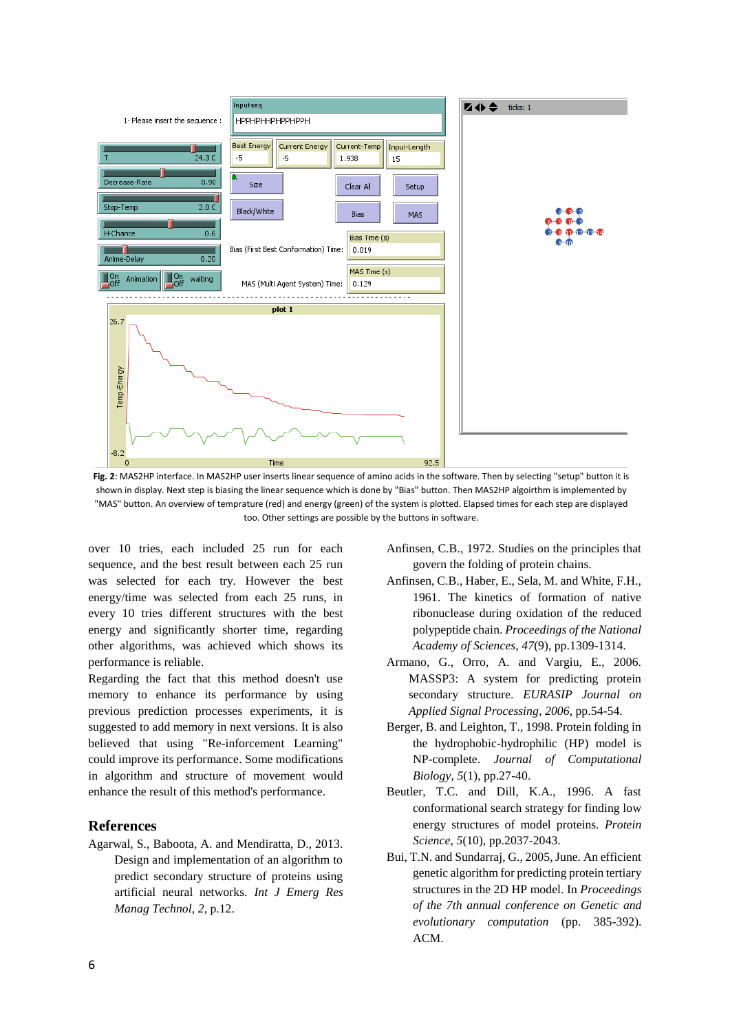**Fig. 2**: MAS2HP interface. In MAS2HP user inserts linear sequence of amino acids in the software. Then by selecting "setup" button it is shown in display. Next step is biasing the linear sequence which is done by "Bias" button. Then MAS2HP algoirthm is implemented by "MAS" button. An overview of temprature (red) and energy (green) of the system is plotted. Elapsed times for each step are displayed too. Other settings are possible by the buttons in software.

over 10 tries, each included 25 run for each sequence, and the best result between each 25 run was selected for each try. However the best energy/time was selected from each 25 runs, in every 10 tries different structures with the best energy and significantly shorter time, regarding other algorithms, was achieved which shows its performance is reliable.

Regarding the fact that this method doesn't use memory to enhance its performance by using previous prediction processes experiments, it is suggested to add memory in next versions. It is also believed that using "Re-inforcement Learning" could improve its performance. Some modifications in algorithm and structure of movement would enhance the result of this method's performance.

## References

Agarwal, S., Baboota, A. and Mendiratta, D., 2013. Design and implementation of an algorithm to predict secondary structure of proteins using artificial neural networks. *Int J Emerg Res Manag Technol*, *2*, p.12.

Anfinsen, C.B., 1972. Studies on the principles that govern the folding of protein chains.

Anfinsen, C.B., Haber, E., Sela, M. and White, F.H., 1961. The kinetics of formation of native ribonuclease during oxidation of the reduced polypeptide chain. *Proceedings of the National Academy of Sciences*, *47*(9), pp.1309-1314.

Armano, G., Orro, A. and Vargiu, E., 2006. MASSP3: A system for predicting protein secondary structure. *EURASIP Journal on Applied Signal Processing*, *2006*, pp.54-54.

Berger, B. and Leighton, T., 1998. Protein folding in the hydrophobic-hydrophilic (HP) model is NP-complete. *Journal of Computational Biology*, *5*(1), pp.27-40.

Beutler, T.C. and Dill, K.A., 1996. A fast conformational search strategy for finding low energy structures of model proteins. *Protein Science*, *5*(10), pp.2037-2043.

Bui, T.N. and Sundarraj, G., 2005, June. An efficient genetic algorithm for predicting protein tertiary structures in the 2D HP model. In *Proceedings of the 7th annual conference on Genetic and evolutionary computation* (pp. 385-392). ACM.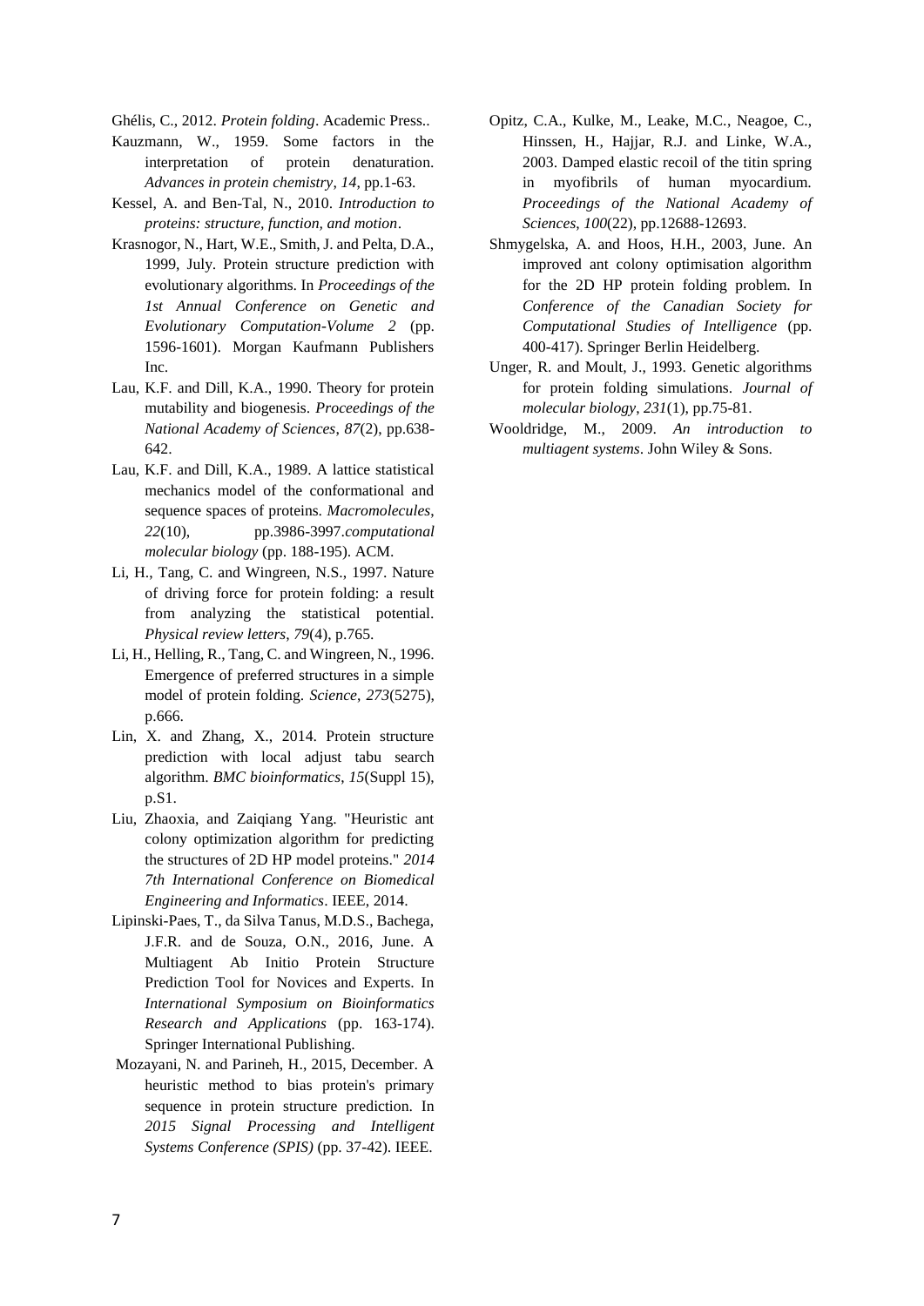Ghélis, C., 2012. *Protein folding*. Academic Press..

Kauzmann, W., 1959. Some factors in the interpretation of protein denaturation. *Advances in protein chemistry*, *14*, pp.1-63.

Kessel, A. and Ben-Tal, N., 2010. *Introduction to proteins: structure, function, and motion*.

Krasnogor, N., Hart, W.E., Smith, J. and Pelta, D.A., 1999, July. Protein structure prediction with evolutionary algorithms. In *Proceedings of the 1st Annual Conference on Genetic and Evolutionary Computation-Volume 2* (pp. 1596-1601). Morgan Kaufmann Publishers Inc.

Lau, K.F. and Dill, K.A., 1990. Theory for protein mutability and biogenesis. *Proceedings of the National Academy of Sciences*, *87*(2), pp.638-642.

Lau, K.F. and Dill, K.A., 1989. A lattice statistical mechanics model of the conformational and sequence spaces of proteins. *Macromolecules*, *22*(10), pp.3986-3997.*computational molecular biology* (pp. 188-195). ACM.

Li, H., Tang, C. and Wingreen, N.S., 1997. Nature of driving force for protein folding: a result from analyzing the statistical potential. *Physical review letters*, *79*(4), p.765.

Li, H., Helling, R., Tang, C. and Wingreen, N., 1996. Emergence of preferred structures in a simple model of protein folding. *Science*, *273*(5275), p.666.

Lin, X. and Zhang, X., 2014. Protein structure prediction with local adjust tabu search algorithm. *BMC bioinformatics*, *15*(Suppl 15), p.S1.

Liu, Zhaoxia, and Zaiqiang Yang. "Heuristic ant colony optimization algorithm for predicting the structures of 2D HP model proteins." *2014 7th International Conference on Biomedical Engineering and Informatics*. IEEE, 2014.

Lipinski-Paes, T., da Silva Tanus, M.D.S., Bachega, J.F.R. and de Souza, O.N., 2016, June. A Multiagent Ab Initio Protein Structure Prediction Tool for Novices and Experts. In *International Symposium on Bioinformatics Research and Applications* (pp. 163-174). Springer International Publishing.

Mozayani, N. and Parineh, H., 2015, December. A heuristic method to bias protein's primary sequence in protein structure prediction. In *2015 Signal Processing and Intelligent Systems Conference (SPIS)* (pp. 37-42). IEEE.

Opitz, C.A., Kulke, M., Leake, M.C., Neagoe, C., Hinssen, H., Hajjar, R.J. and Linke, W.A., 2003. Damped elastic recoil of the titin spring in myofibrils of human myocardium. *Proceedings of the National Academy of Sciences*, *100*(22), pp.12688-12693.

Shmygelska, A. and Hoos, H.H., 2003, June. An improved ant colony optimisation algorithm for the 2D HP protein folding problem. In *Conference of the Canadian Society for Computational Studies of Intelligence* (pp. 400-417). Springer Berlin Heidelberg.

Unger, R. and Moult, J., 1993. Genetic algorithms for protein folding simulations. *Journal of molecular biology*, *231*(1), pp.75-81.

Wooldridge, M., 2009. *An introduction to multiagent systems*. John Wiley & Sons.